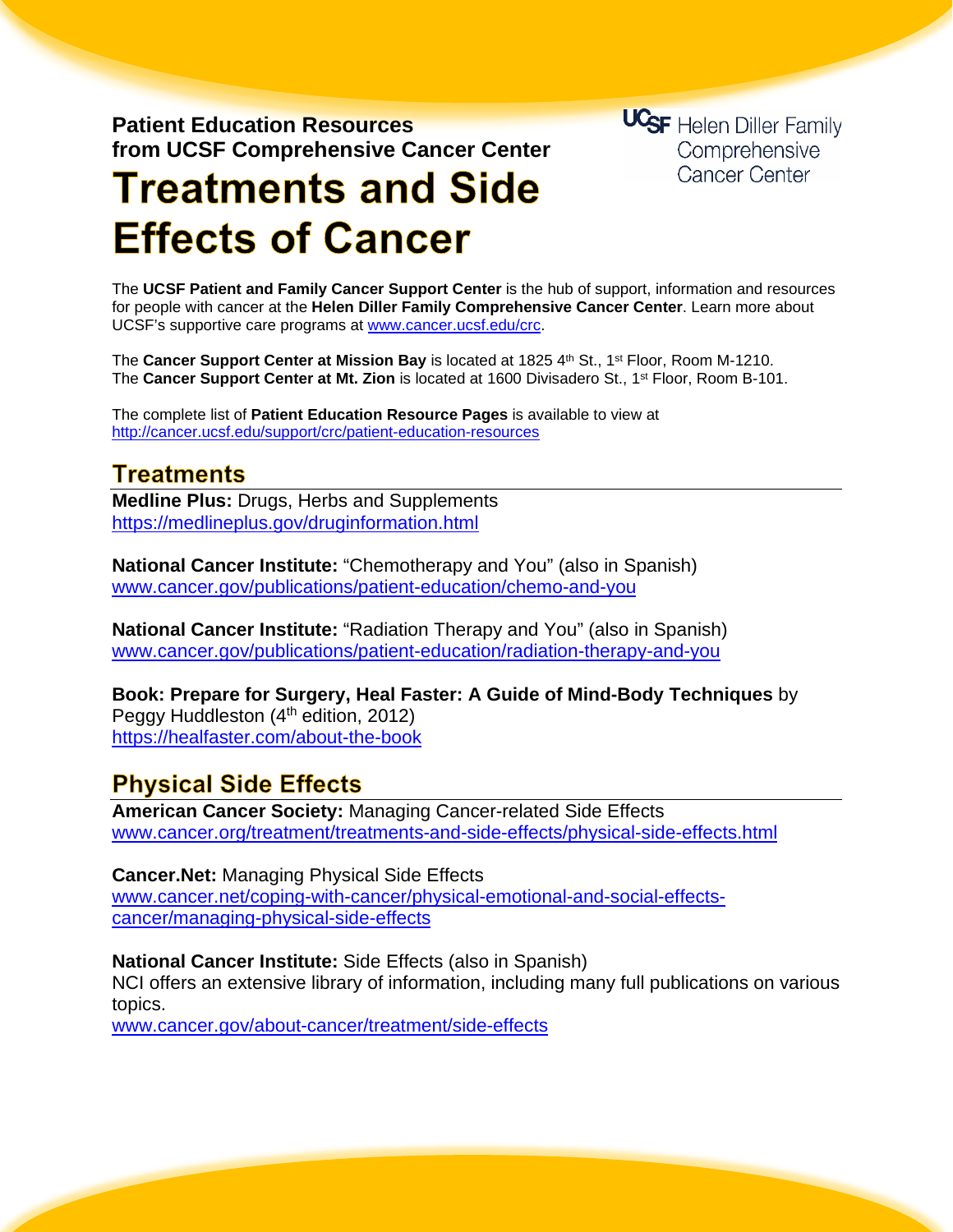**Patient Education Resources**
**from UCSF Comprehensive Cancer Center**

UCSF Helen Diller Family Comprehensive Cancer Center

# Treatments and Side Effects of Cancer

The **UCSF Patient and Family Cancer Support Center** is the hub of support, information and resources for people with cancer at the **Helen Diller Family Comprehensive Cancer Center**. Learn more about UCSF's supportive care programs at www.cancer.ucsf.edu/crc.

The **Cancer Support Center at Mission Bay** is located at 1825 4th St., 1st Floor, Room M-1210.
The **Cancer Support Center at Mt. Zion** is located at 1600 Divisadero St., 1st Floor, Room B-101.

The complete list of **Patient Education Resource Pages** is available to view at
http://cancer.ucsf.edu/support/crc/patient-education-resources

## Treatments

**Medline Plus:** Drugs, Herbs and Supplements
https://medlineplus.gov/druginformation.html

**National Cancer Institute:** "Chemotherapy and You" (also in Spanish)
www.cancer.gov/publications/patient-education/chemo-and-you

**National Cancer Institute:** "Radiation Therapy and You" (also in Spanish)
www.cancer.gov/publications/patient-education/radiation-therapy-and-you

**Book: Prepare for Surgery, Heal Faster: A Guide of Mind-Body Techniques** by Peggy Huddleston (4th edition, 2012)
https://healfaster.com/about-the-book

## Physical Side Effects

**American Cancer Society:** Managing Cancer-related Side Effects
www.cancer.org/treatment/treatments-and-side-effects/physical-side-effects.html

**Cancer.Net:** Managing Physical Side Effects
www.cancer.net/coping-with-cancer/physical-emotional-and-social-effects-cancer/managing-physical-side-effects

**National Cancer Institute:** Side Effects (also in Spanish)
NCI offers an extensive library of information, including many full publications on various topics.
www.cancer.gov/about-cancer/treatment/side-effects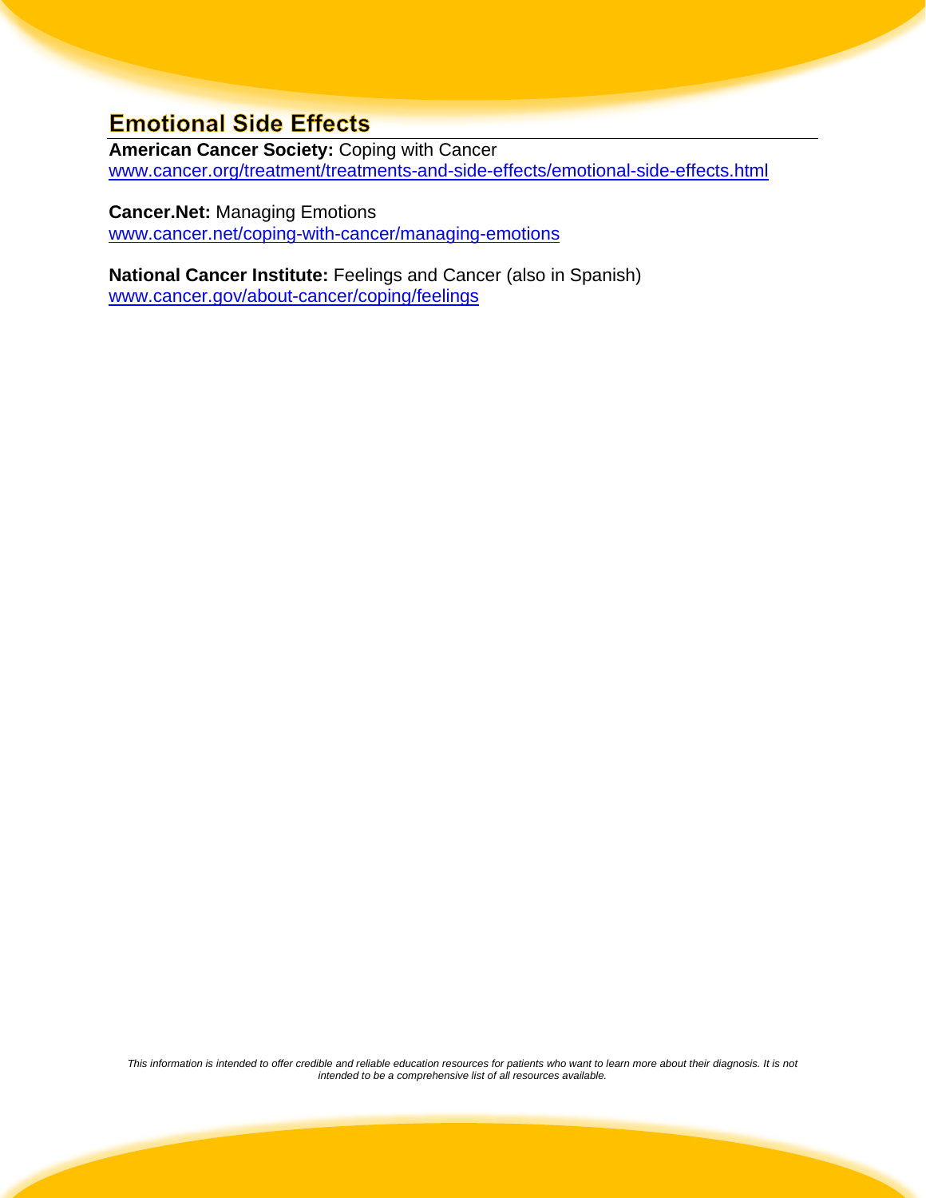## Emotional Side Effects

**American Cancer Society:** Coping with Cancer
www.cancer.org/treatment/treatments-and-side-effects/emotional-side-effects.html

**Cancer.Net:** Managing Emotions
www.cancer.net/coping-with-cancer/managing-emotions

**National Cancer Institute:** Feelings and Cancer (also in Spanish)
www.cancer.gov/about-cancer/coping/feelings

*This information is intended to offer credible and reliable education resources for patients who want to learn more about their diagnosis. It is not intended to be a comprehensive list of all resources available.*